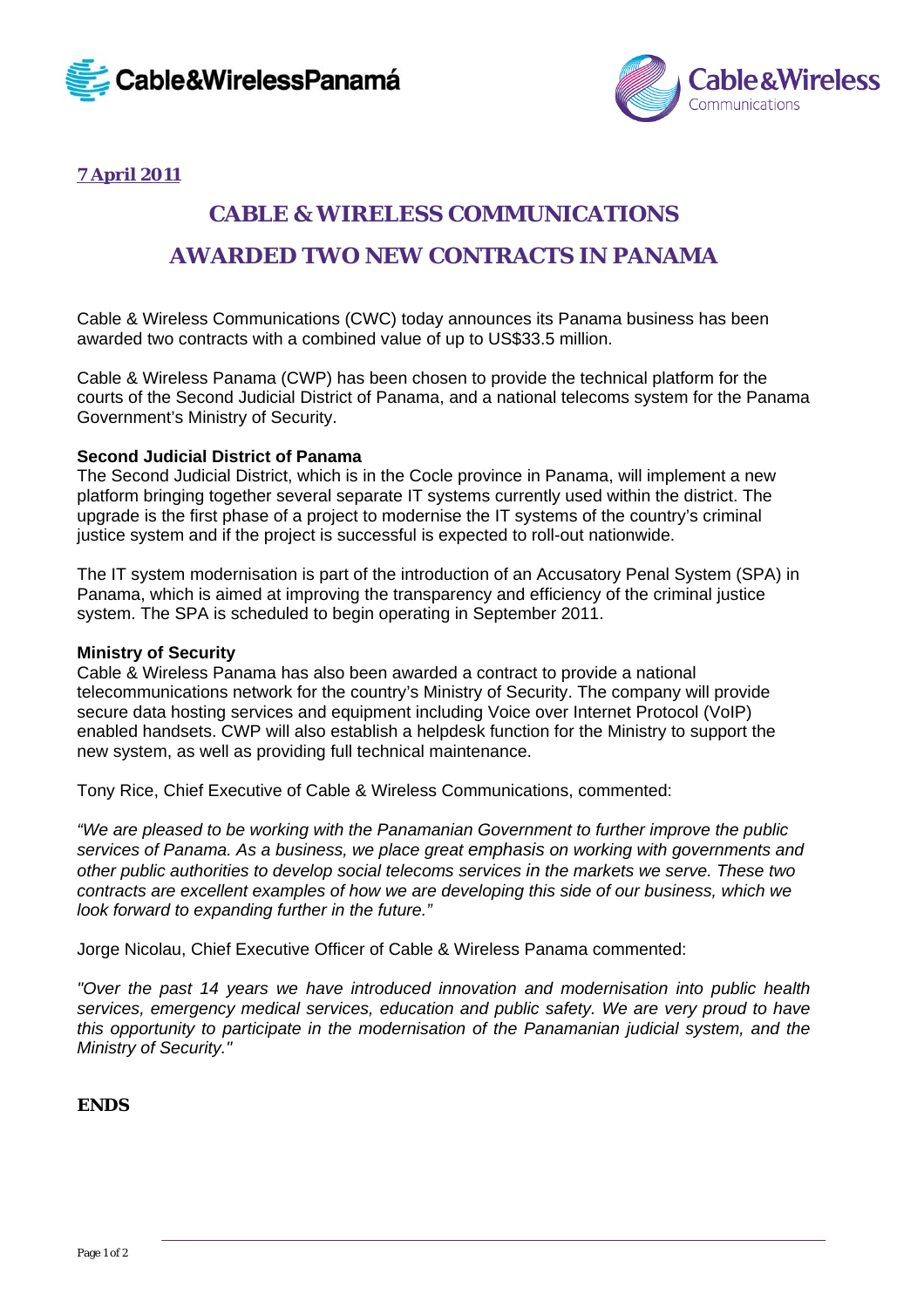**7 April 2011**

# CABLE & WIRELESS COMMUNICATIONS

# AWARDED TWO NEW CONTRACTS IN PANAMA

Cable & Wireless Communications (CWC) today announces its Panama business has been awarded two contracts with a combined value of up to US$33.5 million.

Cable & Wireless Panama (CWP) has been chosen to provide the technical platform for the courts of the Second Judicial District of Panama, and a national telecoms system for the Panama Government's Ministry of Security.

**Second Judicial District of Panama**

The Second Judicial District, which is in the Cocle province in Panama, will implement a new platform bringing together several separate IT systems currently used within the district. The upgrade is the first phase of a project to modernise the IT systems of the country's criminal justice system and if the project is successful is expected to roll-out nationwide.

The IT system modernisation is part of the introduction of an Accusatory Penal System (SPA) in Panama, which is aimed at improving the transparency and efficiency of the criminal justice system. The SPA is scheduled to begin operating in September 2011.

**Ministry of Security**

Cable & Wireless Panama has also been awarded a contract to provide a national telecommunications network for the country's Ministry of Security. The company will provide secure data hosting services and equipment including Voice over Internet Protocol (VoIP) enabled handsets. CWP will also establish a helpdesk function for the Ministry to support the new system, as well as providing full technical maintenance.

Tony Rice, Chief Executive of Cable & Wireless Communications, commented:

*"We are pleased to be working with the Panamanian Government to further improve the public services of Panama. As a business, we place great emphasis on working with governments and other public authorities to develop social telecoms services in the markets we serve. These two contracts are excellent examples of how we are developing this side of our business, which we look forward to expanding further in the future."*

Jorge Nicolau, Chief Executive Officer of Cable & Wireless Panama commented:

*"Over the past 14 years we have introduced innovation and modernisation into public health services, emergency medical services, education and public safety. We are very proud to have this opportunity to participate in the modernisation of the Panamanian judicial system, and the Ministry of Security."*

**ENDS**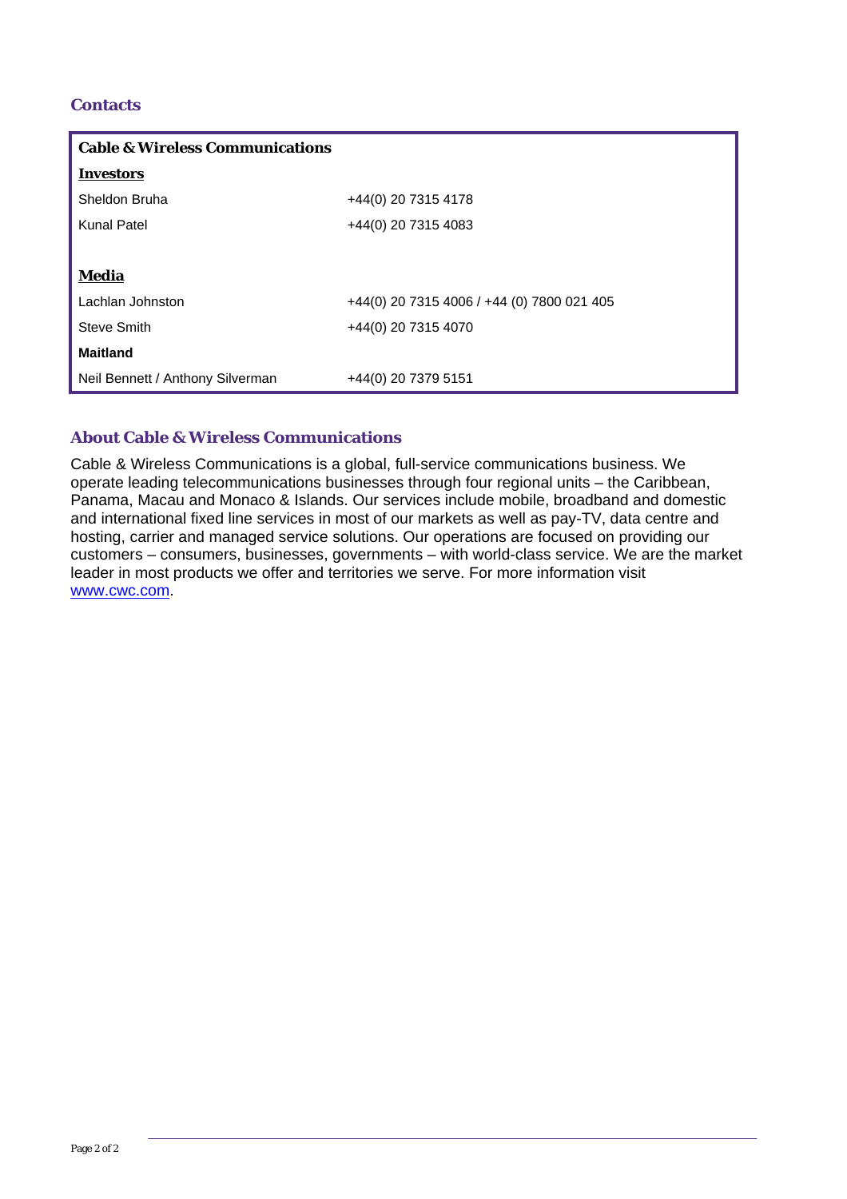## Contacts

| | |
|---|---|
| **Cable & Wireless Communications** | |
| **Investors** | |
| Sheldon Bruha | +44(0) 20 7315 4178 |
| Kunal Patel | +44(0) 20 7315 4083 |
| | |
| **Media** | |
| Lachlan Johnston | +44(0) 20 7315 4006 / +44 (0) 7800 021 405 |
| Steve Smith | +44(0) 20 7315 4070 |
| **Maitland** | |
| Neil Bennett / Anthony Silverman | +44(0) 20 7379 5151 |

## About Cable & Wireless Communications

Cable & Wireless Communications is a global, full-service communications business. We operate leading telecommunications businesses through four regional units – the Caribbean, Panama, Macau and Monaco & Islands. Our services include mobile, broadband and domestic and international fixed line services in most of our markets as well as pay-TV, data centre and hosting, carrier and managed service solutions. Our operations are focused on providing our customers – consumers, businesses, governments – with world-class service. We are the market leader in most products we offer and territories we serve. For more information visit www.cwc.com.